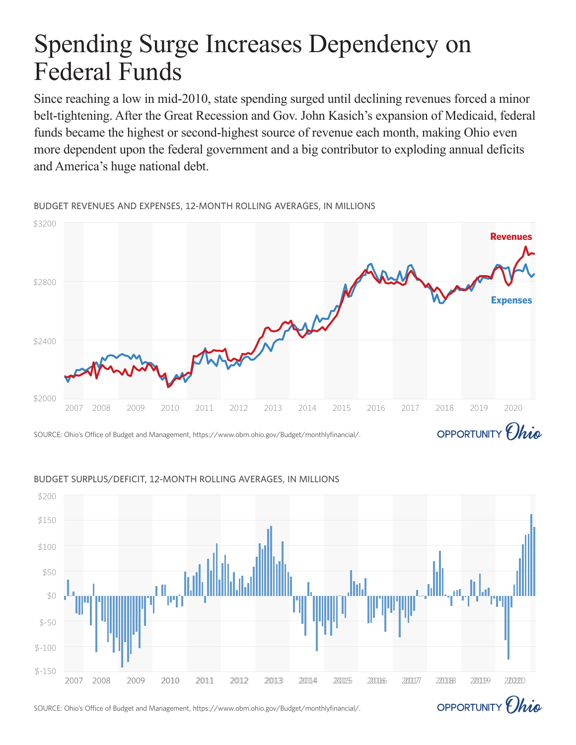# Spending Surge Increases Dependency on Federal Funds

Since reaching a low in mid-2010, state spending surged until declining revenues forced a minor belt-tightening. After the Great Recession and Gov. John Kasich's expansion of Medicaid, federal funds became the highest or second-highest source of revenue each month, making Ohio even more dependent upon the federal government and a big contributor to exploding annual deficits and America's huge national debt.

BUDGET REVENUES AND EXPENSES, 12-MONTH ROLLING AVERAGES, IN MILLIONS

SOURCE: Ohio's Office of Budget and Management, https://www.obm.ohio.gov/Budget/monthlyfinancial/.

BUDGET SURPLUS/DEFICIT, 12-MONTH ROLLING AVERAGES, IN MILLIONS

SOURCE: Ohio's Office of Budget and Management, https://www.obm.ohio.gov/Budget/monthlyfinancial/.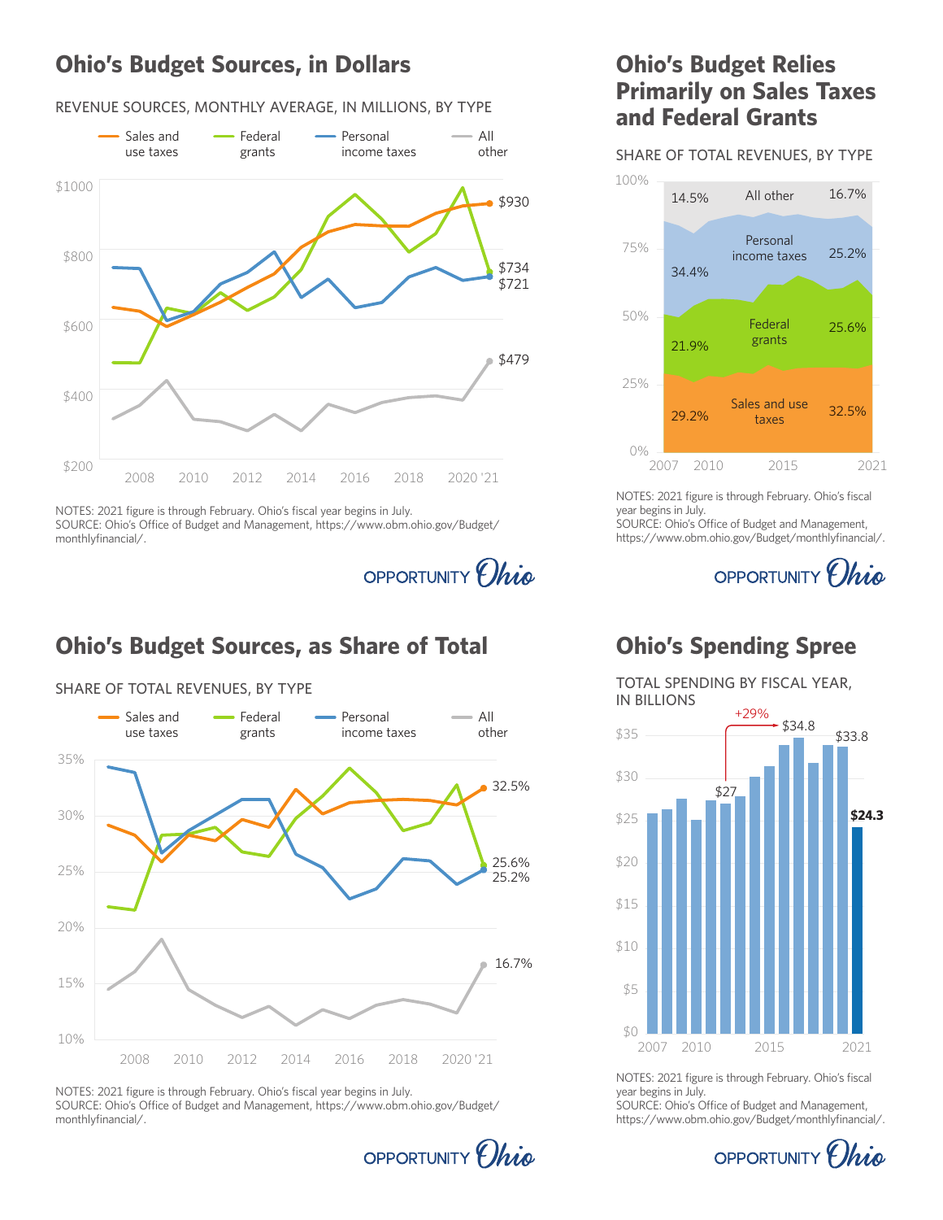## Ohio's Budget Sources, in Dollars

REVENUE SOURCES, MONTHLY AVERAGE, IN MILLIONS, BY TYPE

Sales and use taxes
Federal grants
Personal income taxes
All other

$1000
$800
$600
$400
$200

2008 2010 2012 2014 2016 2018 2020 '21

$930
$734
$721
$479

NOTES: 2021 figure is through February. Ohio's fiscal year begins in July.
SOURCE: Ohio's Office of Budget and Management, https://www.obm.ohio.gov/Budget/monthlyfinancial/.

OPPORTUNITY Ohio

## Ohio's Budget Relies Primarily on Sales Taxes and Federal Grants

SHARE OF TOTAL REVENUES, BY TYPE

100%
75%
50%
25%
0%

2007 2010 2015 2021

All other
14.5%
16.7%

Personal income taxes
34.4%
25.2%

Federal grants
21.9%
25.6%

Sales and use taxes
29.2%
32.5%

NOTES: 2021 figure is through February. Ohio's fiscal year begins in July.
SOURCE: Ohio's Office of Budget and Management, https://www.obm.ohio.gov/Budget/monthlyfinancial/.

OPPORTUNITY Ohio

## Ohio's Budget Sources, as Share of Total

SHARE OF TOTAL REVENUES, BY TYPE

Sales and use taxes
Federal grants
Personal income taxes
All other

35%
30%
25%
20%
15%
10%

2008 2010 2012 2014 2016 2018 2020 '21

32.5%
25.6%
25.2%
16.7%

NOTES: 2021 figure is through February. Ohio's fiscal year begins in July.
SOURCE: Ohio's Office of Budget and Management, https://www.obm.ohio.gov/Budget/monthlyfinancial/.

OPPORTUNITY Ohio

## Ohio's Spending Spree

TOTAL SPENDING BY FISCAL YEAR, IN BILLIONS

$35
$30
$25
$20
$15
$10
$5
$0

2007 2010 2015 2021

$27
+29%
$34.8
$33.8
**$24.3**

NOTES: 2021 figure is through February. Ohio's fiscal year begins in July.
SOURCE: Ohio's Office of Budget and Management, https://www.obm.ohio.gov/Budget/monthlyfinancial/.

OPPORTUNITY Ohio